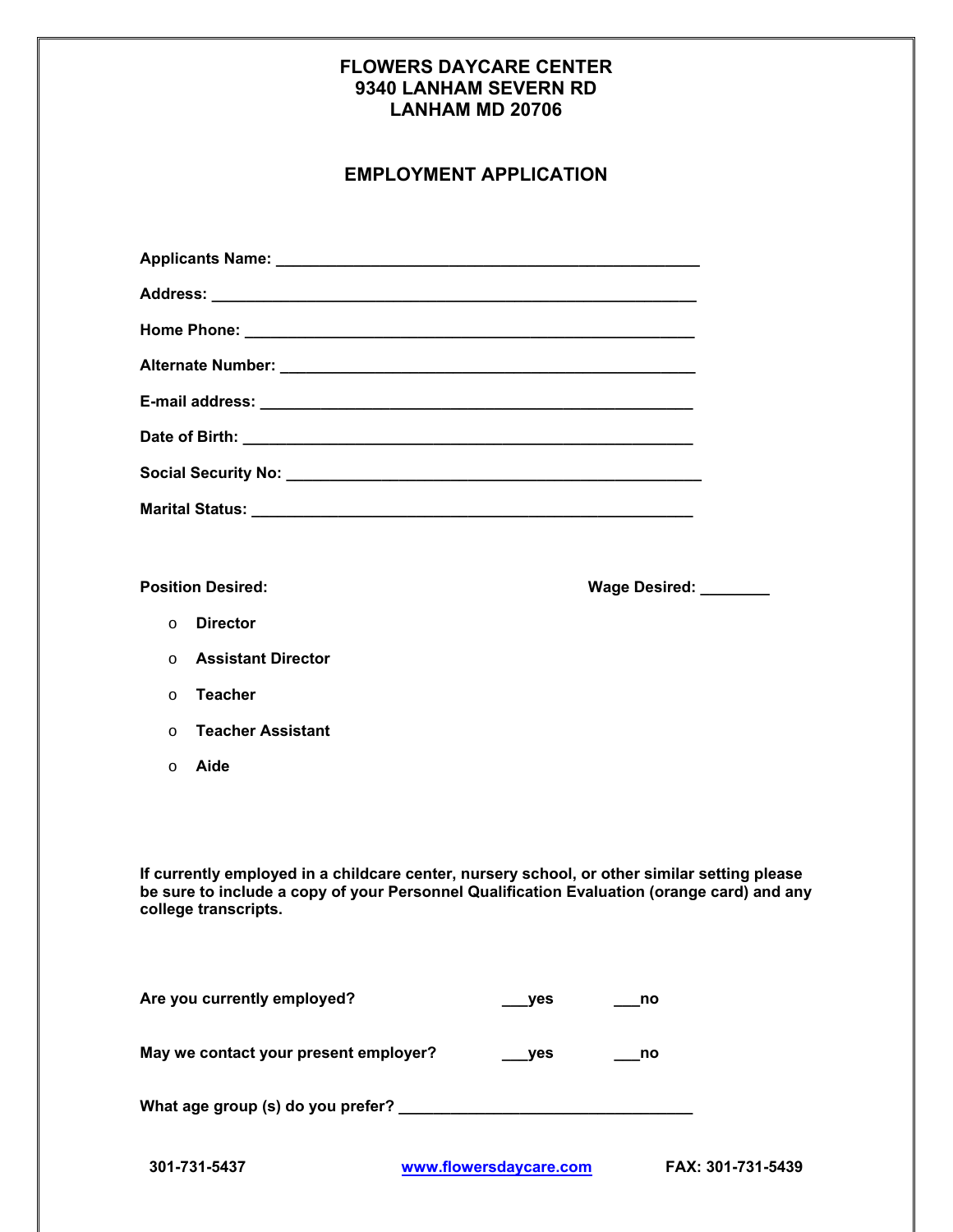# FLOWERS DAYCARE CENTER
## 9340 LANHAM SEVERN RD
## LANHAM MD 20706

## EMPLOYMENT APPLICATION

**Applicants Name:** ___________________________________________________

**Address:** ________________________________________________________

**Home Phone:** _____________________________________________________

**Alternate Number:** _________________________________________________

**E-mail address:** ___________________________________________________

**Date of Birth:** _____________________________________________________

**Social Security No:** _________________________________________________

**Marital Status:** ____________________________________________________

**Position Desired:** **Wage Desired:** ________

- o **Director**
- o **Assistant Director**
- o **Teacher**
- o **Teacher Assistant**
- o **Aide**

**If currently employed in a childcare center, nursery school, or other similar setting please be sure to include a copy of your Personnel Qualification Evaluation (orange card) and any college transcripts.**

**Are you currently employed?** ___yes ___no

**May we contact your present employer?** ___yes ___no

**What age group (s) do you prefer?** _________________________________

**301-731-5437** **www.flowersdaycare.com** **FAX: 301-731-5439**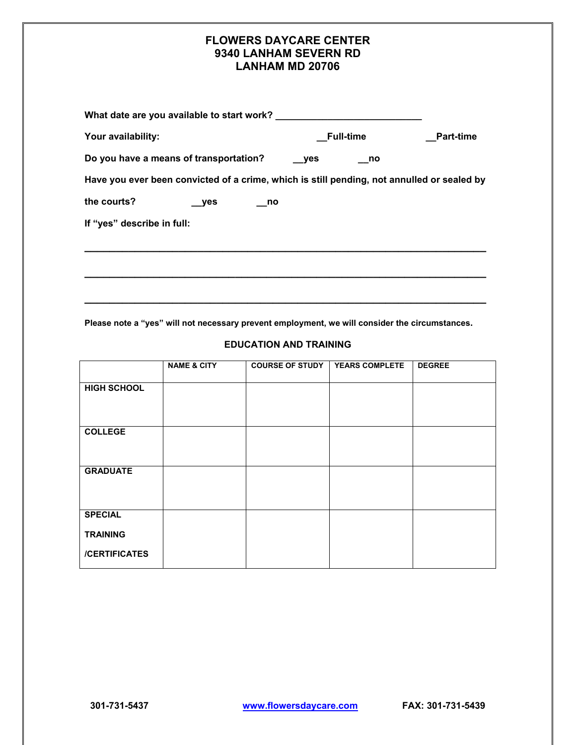# FLOWERS DAYCARE CENTER
# 9340 LANHAM SEVERN RD
# LANHAM MD 20706

**What date are you available to start work?** ___________________________

**Your availability:** __Full-time __Part-time

**Do you have a means of transportation?** __yes __no

**Have you ever been convicted of a crime, which is still pending, not annulled or sealed by the courts?** __yes __no

**If "yes" describe in full:**

___________________________________________________________________________

___________________________________________________________________________

___________________________________________________________________________

**Please note a "yes" will not necessary prevent employment, we will consider the circumstances.**

## EDUCATION AND TRAINING

| | NAME & CITY | COURSE OF STUDY | YEARS COMPLETE | DEGREE |
|---|---|---|---|---|
| HIGH SCHOOL | | | | |
| COLLEGE | | | | |
| GRADUATE | | | | |
| SPECIAL TRAINING /CERTIFICATES | | | | |

301-731-5437 www.flowersdaycare.com FAX: 301-731-5439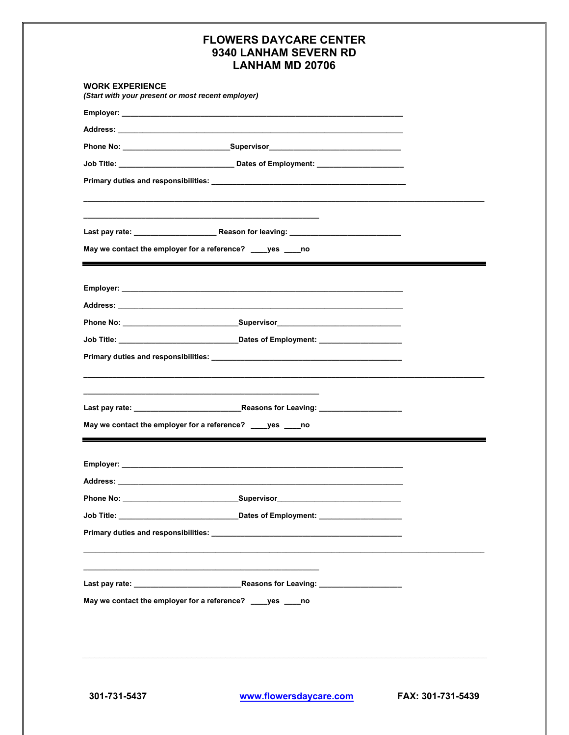# FLOWERS DAYCARE CENTER
# 9340 LANHAM SEVERN RD
# LANHAM MD 20706

**WORK EXPERIENCE**
***(Start with your present or most recent employer)***

**Employer:** ___________________________________________________________________

**Address:** ____________________________________________________________________

**Phone No:** _________________________ **Supervisor** _______________________________

**Job Title:** ___________________________ **Dates of Employment:** ____________________

**Primary duties and responsibilities:** ______________________________________________

_______________________________________________________________________________________________

________________________________________________________

**Last pay rate:** ___________________ **Reason for leaving:** __________________________

**May we contact the employer for a reference?** ____**yes** ____**no**

---

**Employer:** ___________________________________________________________________

**Address:** ____________________________________________________________________

**Phone No:** ___________________________ **Supervisor** _____________________________

**Job Title:** ____________________________ **Dates of Employment:** ___________________

**Primary duties and responsibilities:** _____________________________________________

_______________________________________________________________________________________________

________________________________________________________

**Last pay rate:** _________________________ **Reasons for Leaving:** ___________________

**May we contact the employer for a reference?** ____**yes** ____**no**

---

**Employer:** ___________________________________________________________________

**Address:** ____________________________________________________________________

**Phone No:** ___________________________ **Supervisor** _____________________________

**Job Title:** ____________________________ **Dates of Employment:** ___________________

**Primary duties and responsibilities:** _____________________________________________

_______________________________________________________________________________________________

________________________________________________________

**Last pay rate:** _________________________ **Reasons for Leaving:** ___________________

**May we contact the employer for a reference?** ____**yes** ____**no**

**301-731-5437** **www.flowersdaycare.com** **FAX: 301-731-5439**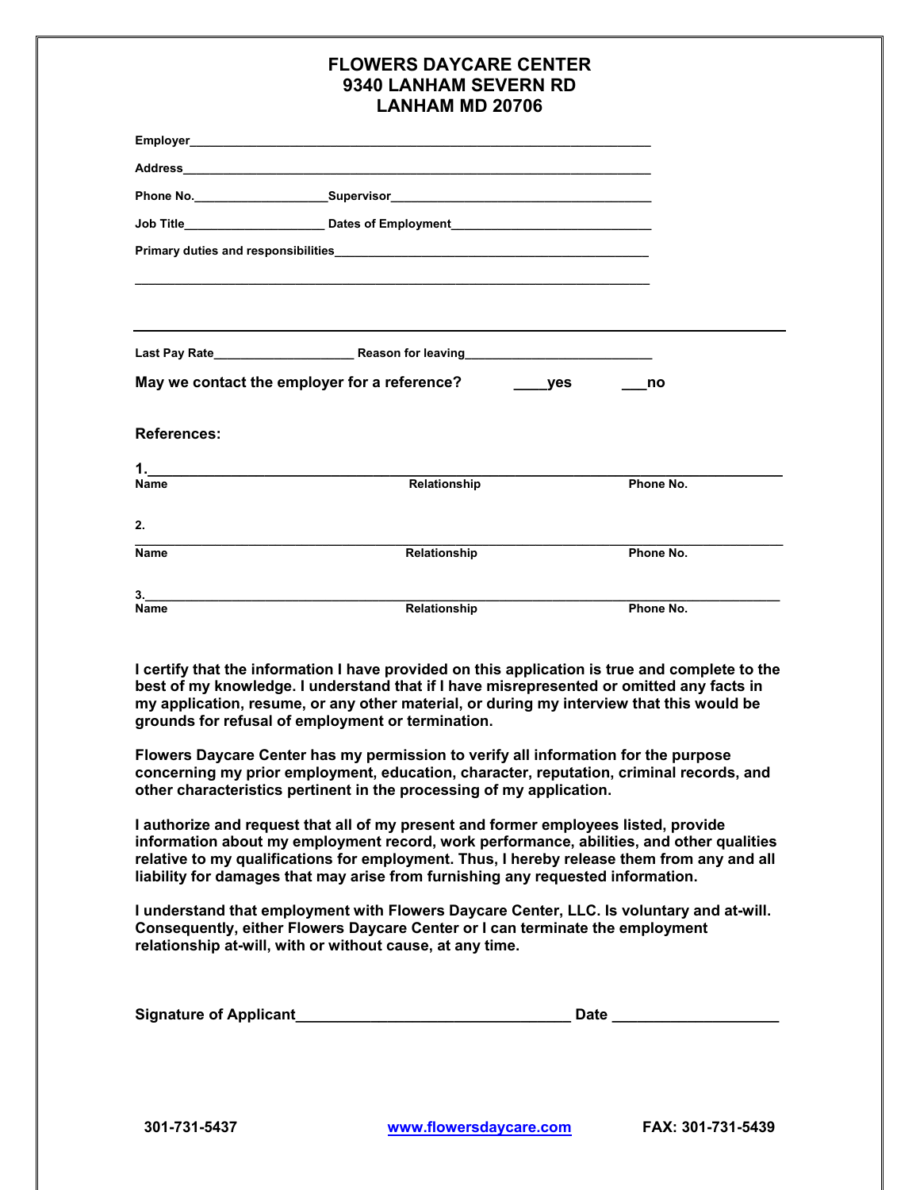# FLOWERS DAYCARE CENTER
## 9340 LANHAM SEVERN RD
## LANHAM MD 20706

**Employer**___________________________________________________________________

**Address**___________________________________________________________________

**Phone No.**___________________**Supervisor**_____________________________________

**Job Title**____________________ **Dates of Employment**____________________________

**Primary duties and responsibilities**_____________________________________________

_____________________________________________________________________________

_____________________________________________________________________________

**Last Pay Rate**____________________ **Reason for leaving**__________________________

**May we contact the employer for a reference?** ____**yes** ___**no**

**References:**

**1.**_____________________________________________________________________________

| **Name** | **Relationship** | **Phone No.** |
|---|---|---|

**2.**

_____________________________________________________________________________

| **Name** | **Relationship** | **Phone No.** |
|---|---|---|

**3.**_____________________________________________________________________________

| **Name** | **Relationship** | **Phone No.** |
|---|---|---|

**I certify that the information I have provided on this application is true and complete to the best of my knowledge. I understand that if I have misrepresented or omitted any facts in my application, resume, or any other material, or during my interview that this would be grounds for refusal of employment or termination.**

**Flowers Daycare Center has my permission to verify all information for the purpose concerning my prior employment, education, character, reputation, criminal records, and other characteristics pertinent in the processing of my application.**

**I authorize and request that all of my present and former employees listed, provide information about my employment record, work performance, abilities, and other qualities relative to my qualifications for employment. Thus, I hereby release them from any and all liability for damages that may arise from furnishing any requested information.**

**I understand that employment with Flowers Daycare Center, LLC. Is voluntary and at-will. Consequently, either Flowers Daycare Center or I can terminate the employment relationship at-will, with or without cause, at any time.**

**Signature of Applicant**________________________________ **Date** ___________________

**301-731-5437** [www.flowersdaycare.com](http://www.flowersdaycare.com) **FAX: 301-731-5439**